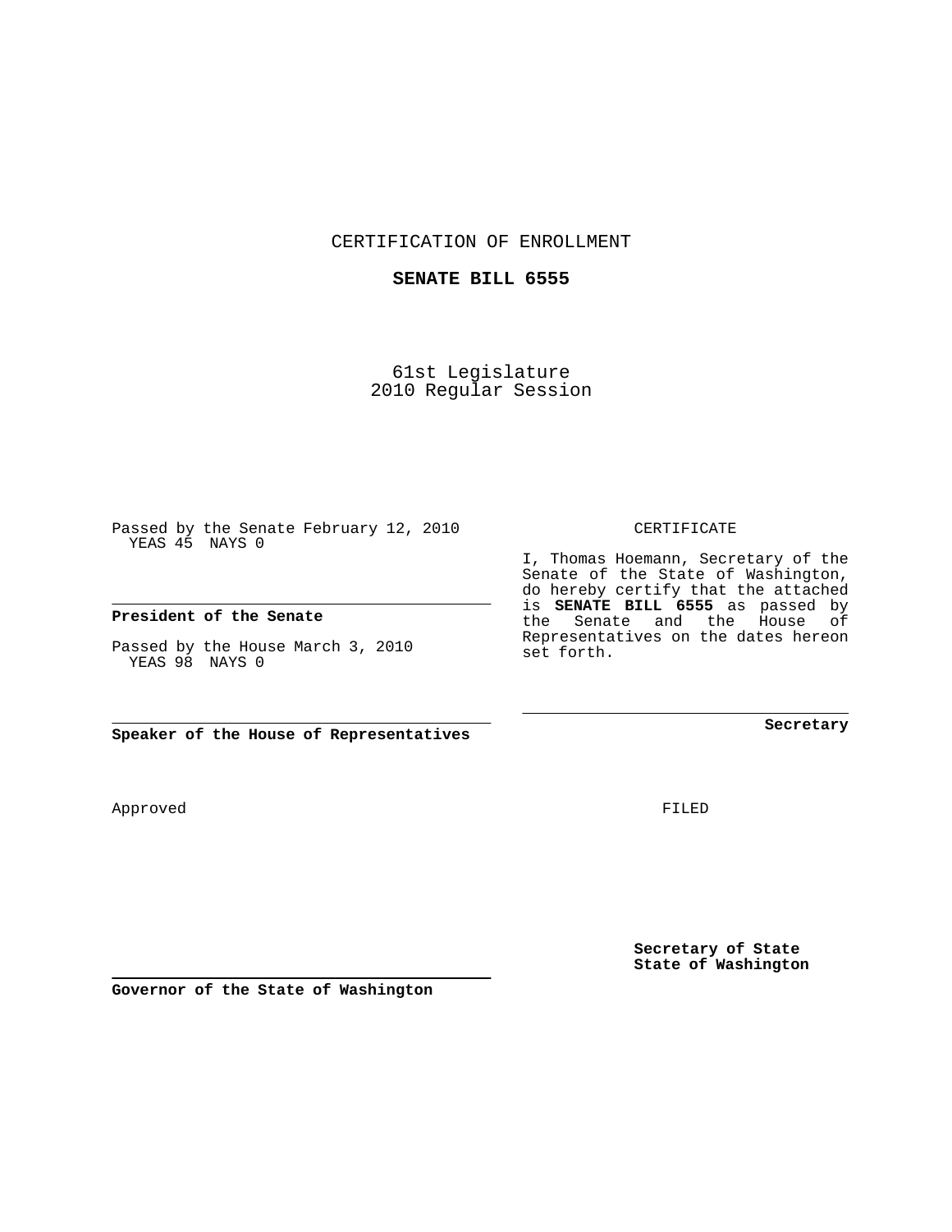CERTIFICATION OF ENROLLMENT

**SENATE BILL 6555**

61st Legislature
2010 Regular Session

Passed by the Senate February 12, 2010
YEAS 45 NAYS 0

**President of the Senate**

Passed by the House March 3, 2010
YEAS 98 NAYS 0

**Speaker of the House of Representatives**

Approved

**Governor of the State of Washington**

CERTIFICATE

I, Thomas Hoemann, Secretary of the Senate of the State of Washington, do hereby certify that the attached is **SENATE BILL 6555** as passed by the Senate and the House of Representatives on the dates hereon set forth.

**Secretary**

FILED

**Secretary of State**
**State of Washington**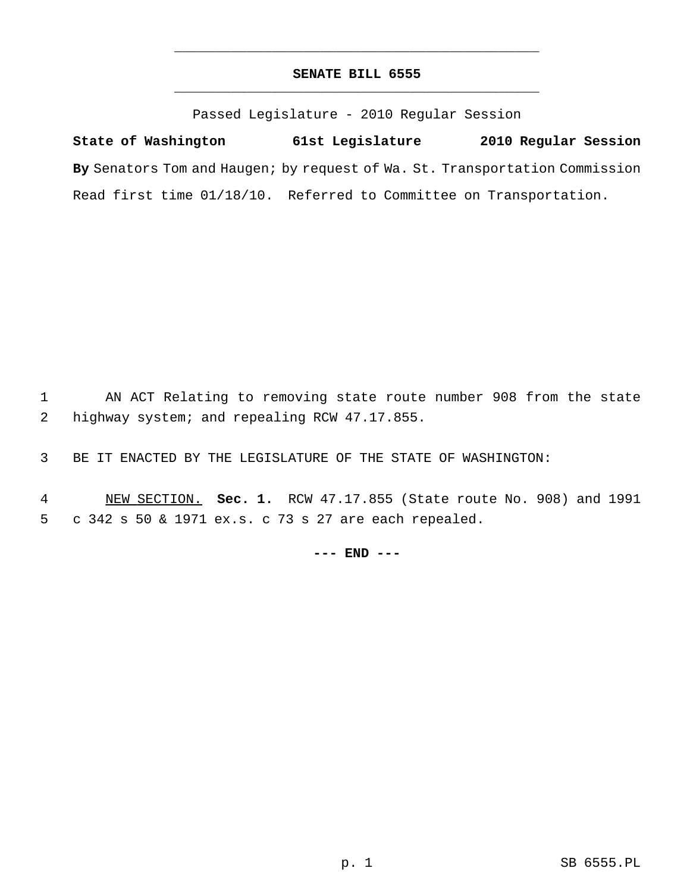# SENATE BILL 6555

Passed Legislature - 2010 Regular Session

**State of Washington 61st Legislature 2010 Regular Session**

**By** Senators Tom and Haugen; by request of Wa. St. Transportation Commission

Read first time 01/18/10. Referred to Committee on Transportation.

1 AN ACT Relating to removing state route number 908 from the state
2 highway system; and repealing RCW 47.17.855.

3 BE IT ENACTED BY THE LEGISLATURE OF THE STATE OF WASHINGTON:

4 NEW SECTION. **Sec. 1.** RCW 47.17.855 (State route No. 908) and 1991
5 c 342 s 50 & 1971 ex.s. c 73 s 27 are each repealed.

**--- END ---**